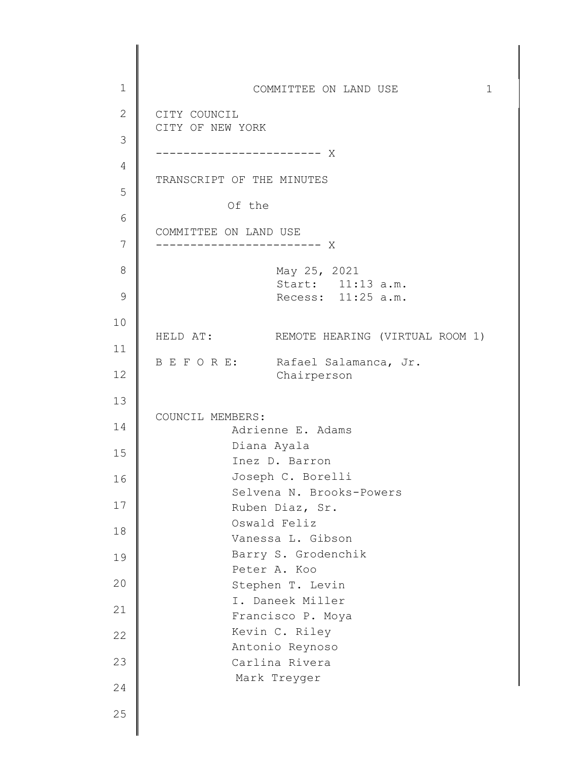COMMITTEE ON LAND USE

CITY COUNCIL
CITY OF NEW YORK

------------------------ X

TRANSCRIPT OF THE MINUTES

Of the

COMMITTEE ON LAND USE

------------------------ X

May 25, 2021
Start: 11:13 a.m.
Recess: 11:25 a.m.

HELD AT: REMOTE HEARING (VIRTUAL ROOM 1)

B E F O R E: Rafael Salamanca, Jr.
Chairperson

COUNCIL MEMBERS:

Adrienne E. Adams
Diana Ayala
Inez D. Barron
Joseph C. Borelli
Selvena N. Brooks-Powers
Ruben Diaz, Sr.
Oswald Feliz
Vanessa L. Gibson
Barry S. Grodenchik
Peter A. Koo
Stephen T. Levin
I. Daneek Miller
Francisco P. Moya
Kevin C. Riley
Antonio Reynoso
Carlina Rivera
Mark Treyger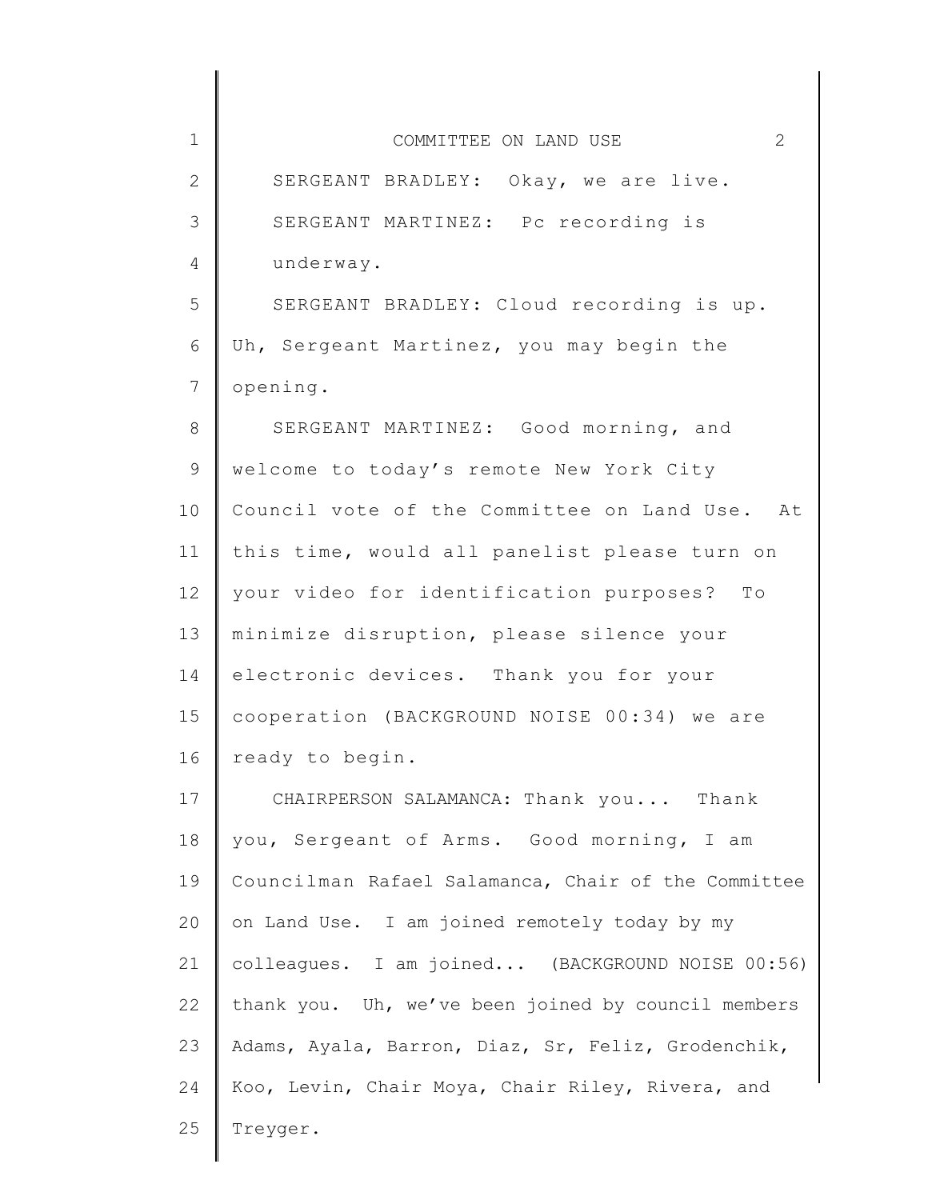SERGEANT BRADLEY: Okay, we are live.

SERGEANT MARTINEZ: Pc recording is underway.

SERGEANT BRADLEY: Cloud recording is up. Uh, Sergeant Martinez, you may begin the opening.

SERGEANT MARTINEZ: Good morning, and welcome to today's remote New York City Council vote of the Committee on Land Use. At this time, would all panelist please turn on your video for identification purposes? To minimize disruption, please silence your electronic devices. Thank you for your cooperation (BACKGROUND NOISE 00:34) we are ready to begin.

CHAIRPERSON SALAMANCA: Thank you... Thank you, Sergeant of Arms. Good morning, I am Councilman Rafael Salamanca, Chair of the Committee on Land Use. I am joined remotely today by my colleagues. I am joined... (BACKGROUND NOISE 00:56) thank you. Uh, we've been joined by council members Adams, Ayala, Barron, Diaz, Sr, Feliz, Grodenchik, Koo, Levin, Chair Moya, Chair Riley, Rivera, and Treyger.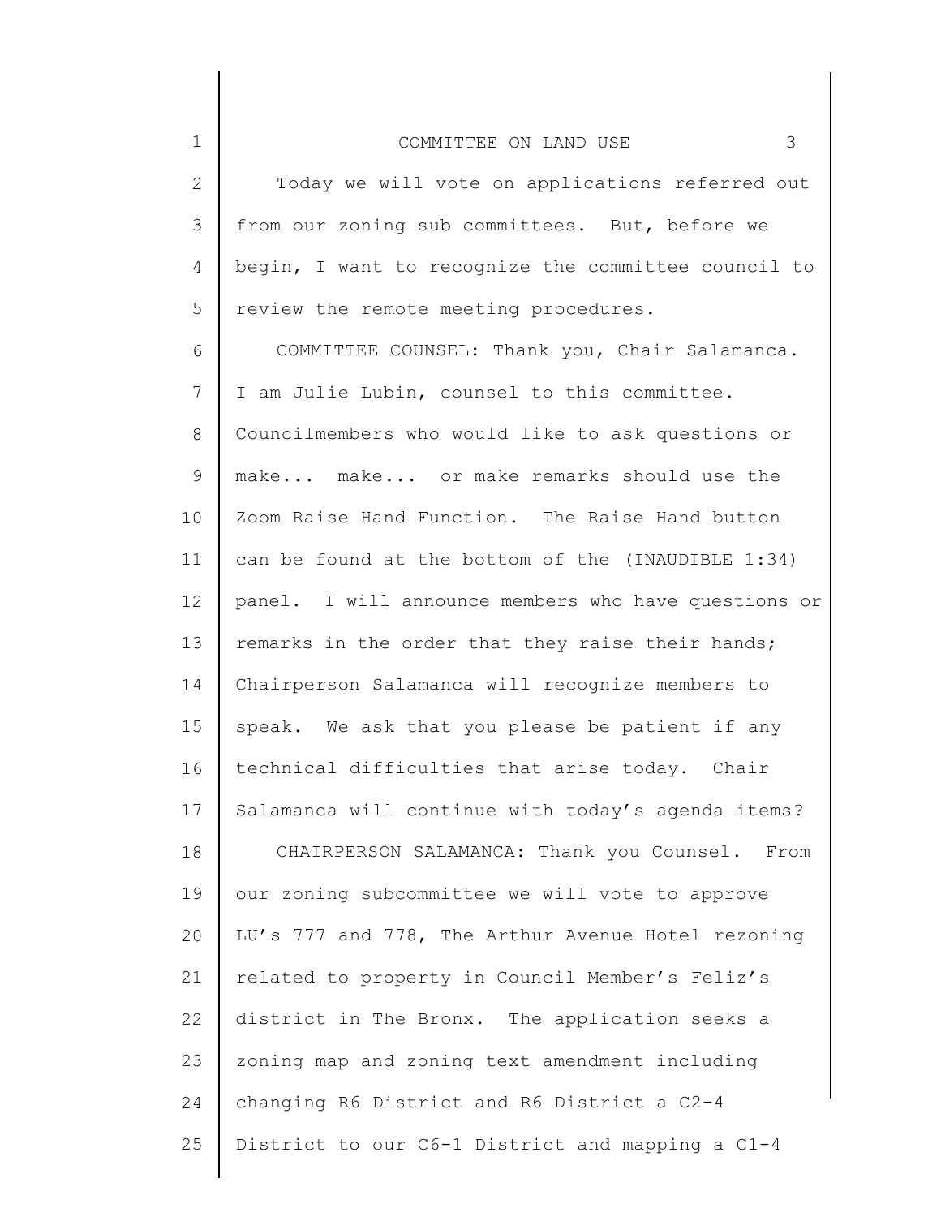Today we will vote on applications referred out from our zoning sub committees. But, before we begin, I want to recognize the committee council to review the remote meeting procedures.

COMMITTEE COUNSEL: Thank you, Chair Salamanca. I am Julie Lubin, counsel to this committee. Councilmembers who would like to ask questions or make... make... or make remarks should use the Zoom Raise Hand Function. The Raise Hand button can be found at the bottom of the (INAUDIBLE 1:34) panel. I will announce members who have questions or remarks in the order that they raise their hands; Chairperson Salamanca will recognize members to speak. We ask that you please be patient if any technical difficulties that arise today. Chair Salamanca will continue with today's agenda items?

CHAIRPERSON SALAMANCA: Thank you Counsel. From our zoning subcommittee we will vote to approve LU's 777 and 778, The Arthur Avenue Hotel rezoning related to property in Council Member's Feliz's district in The Bronx. The application seeks a zoning map and zoning text amendment including changing R6 District and R6 District a C2-4 District to our C6-1 District and mapping a C1-4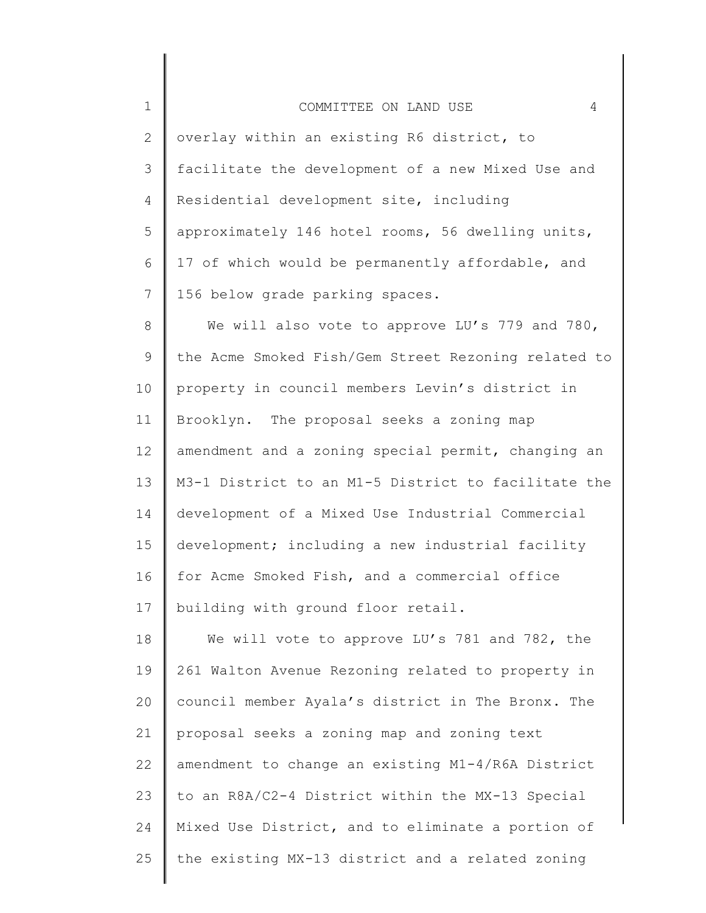overlay within an existing R6 district, to facilitate the development of a new Mixed Use and Residential development site, including approximately 146 hotel rooms, 56 dwelling units, 17 of which would be permanently affordable, and 156 below grade parking spaces.

We will also vote to approve LU's 779 and 780, the Acme Smoked Fish/Gem Street Rezoning related to property in council members Levin's district in Brooklyn. The proposal seeks a zoning map amendment and a zoning special permit, changing an M3-1 District to an M1-5 District to facilitate the development of a Mixed Use Industrial Commercial development; including a new industrial facility for Acme Smoked Fish, and a commercial office building with ground floor retail.

We will vote to approve LU's 781 and 782, the 261 Walton Avenue Rezoning related to property in council member Ayala's district in The Bronx. The proposal seeks a zoning map and zoning text amendment to change an existing M1-4/R6A District to an R8A/C2-4 District within the MX-13 Special Mixed Use District, and to eliminate a portion of the existing MX-13 district and a related zoning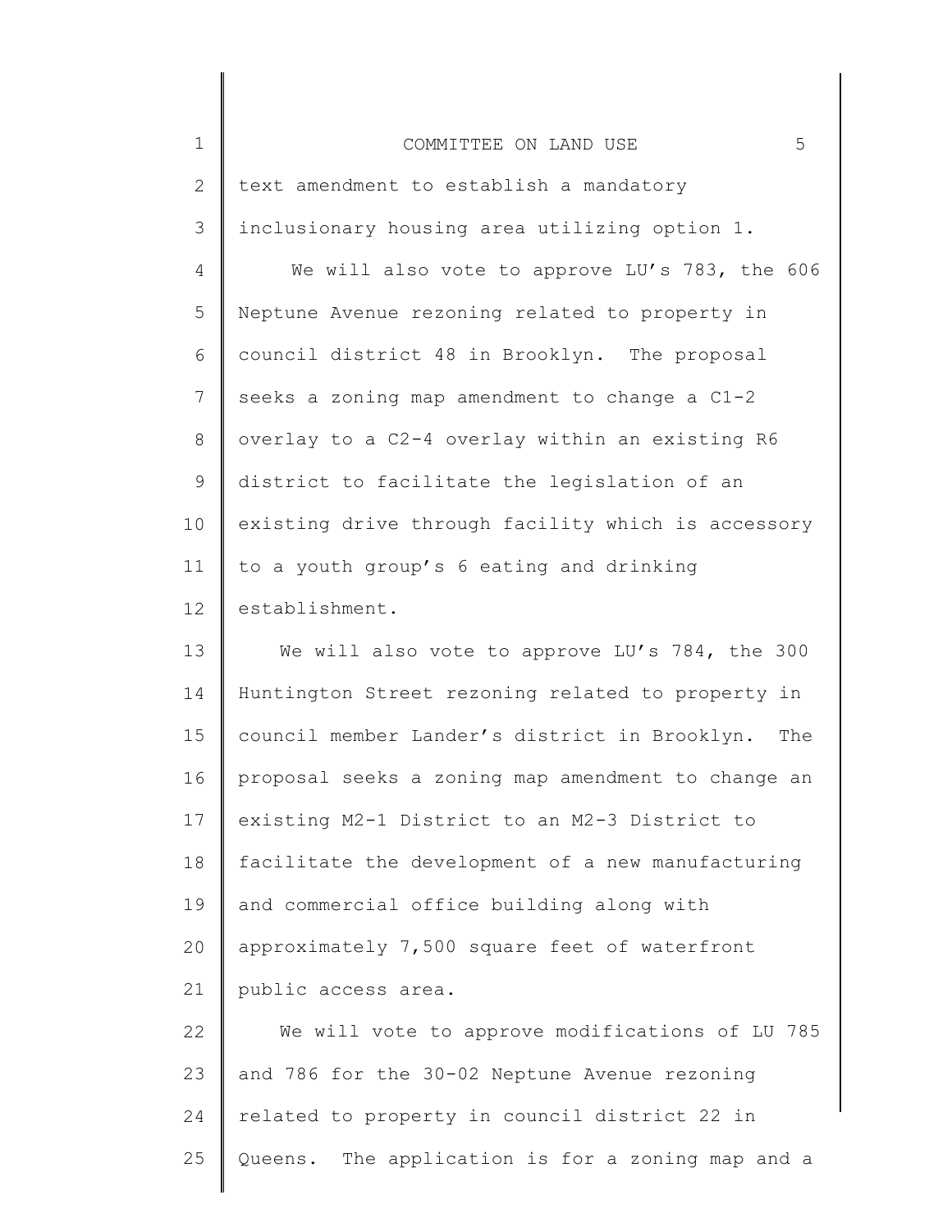text amendment to establish a mandatory inclusionary housing area utilizing option 1.

We will also vote to approve LU's 783, the 606 Neptune Avenue rezoning related to property in council district 48 in Brooklyn. The proposal seeks a zoning map amendment to change a C1-2 overlay to a C2-4 overlay within an existing R6 district to facilitate the legislation of an existing drive through facility which is accessory to a youth group's 6 eating and drinking establishment.

We will also vote to approve LU's 784, the 300 Huntington Street rezoning related to property in council member Lander's district in Brooklyn. The proposal seeks a zoning map amendment to change an existing M2-1 District to an M2-3 District to facilitate the development of a new manufacturing and commercial office building along with approximately 7,500 square feet of waterfront public access area.

We will vote to approve modifications of LU 785 and 786 for the 30-02 Neptune Avenue rezoning related to property in council district 22 in Queens. The application is for a zoning map and a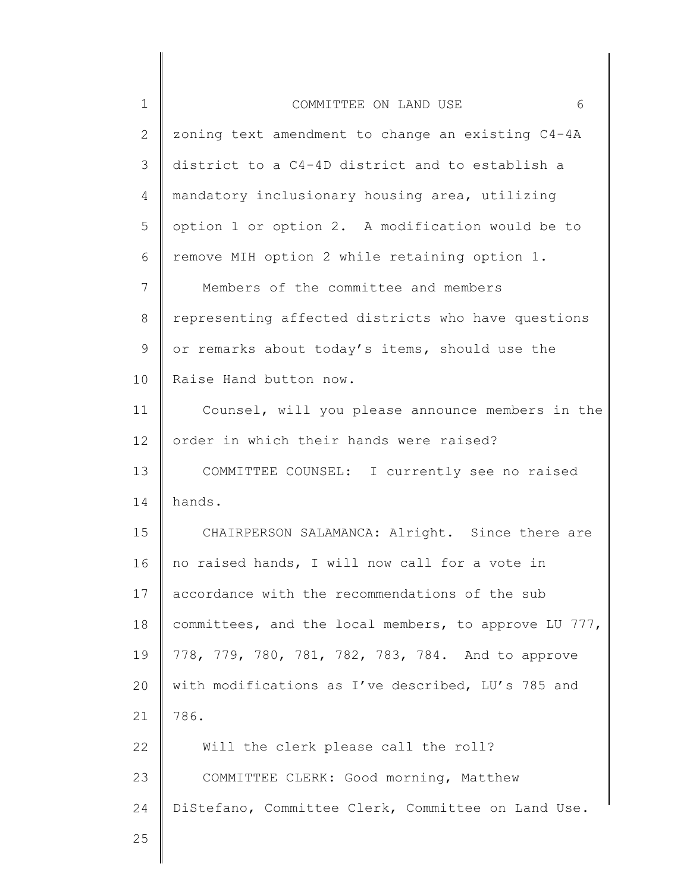zoning text amendment to change an existing C4-4A district to a C4-4D district and to establish a mandatory inclusionary housing area, utilizing option 1 or option 2. A modification would be to remove MIH option 2 while retaining option 1.

Members of the committee and members representing affected districts who have questions or remarks about today's items, should use the Raise Hand button now.

Counsel, will you please announce members in the order in which their hands were raised?

COMMITTEE COUNSEL: I currently see no raised hands.

CHAIRPERSON SALAMANCA: Alright. Since there are no raised hands, I will now call for a vote in accordance with the recommendations of the sub committees, and the local members, to approve LU 777, 778, 779, 780, 781, 782, 783, 784. And to approve with modifications as I've described, LU's 785 and 786.

Will the clerk please call the roll?

COMMITTEE CLERK: Good morning, Matthew DiStefano, Committee Clerk, Committee on Land Use.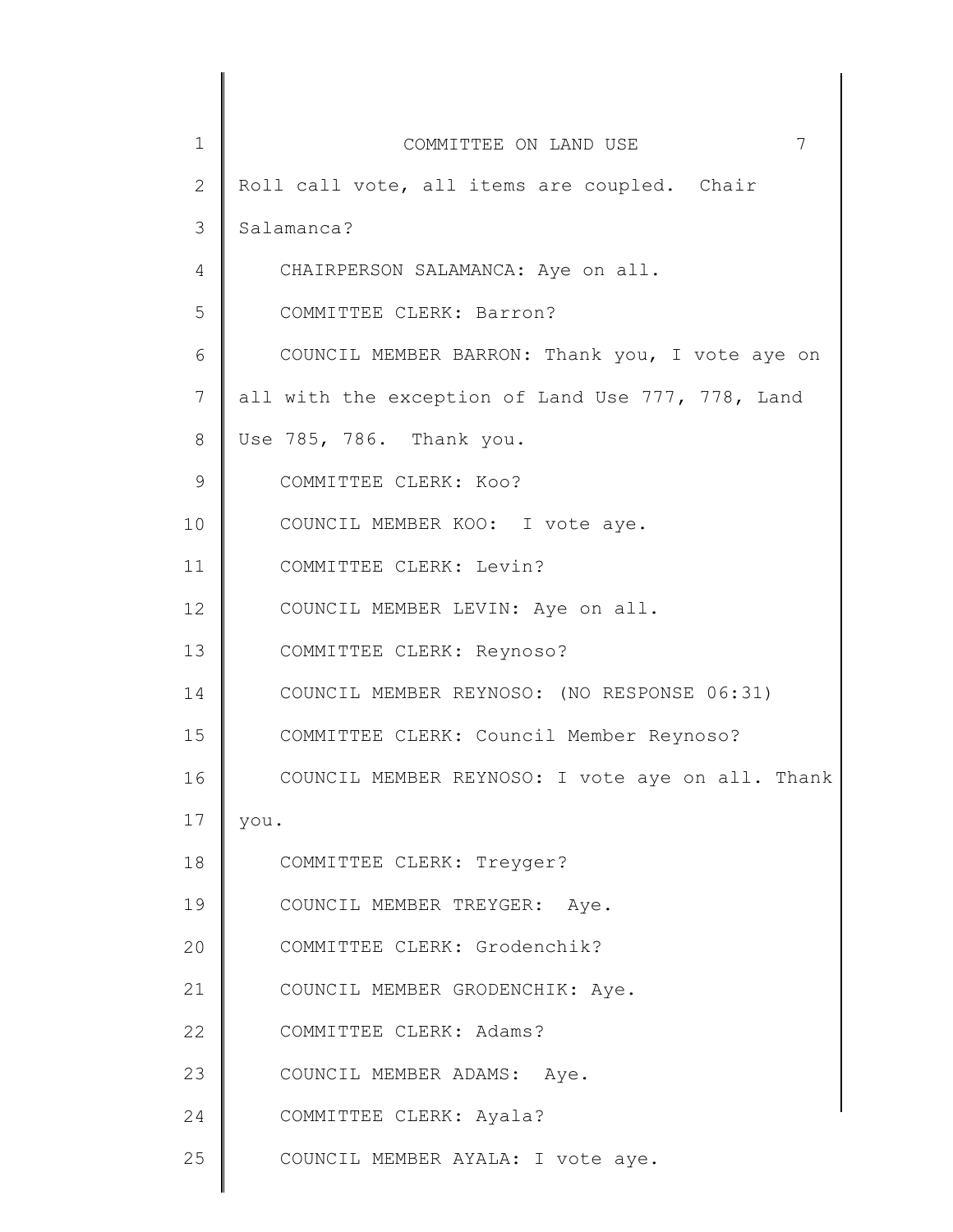Roll call vote, all items are coupled. Chair Salamanca?

CHAIRPERSON SALAMANCA: Aye on all.

COMMITTEE CLERK: Barron?

COUNCIL MEMBER BARRON: Thank you, I vote aye on all with the exception of Land Use 777, 778, Land Use 785, 786. Thank you.

COMMITTEE CLERK: Koo?

COUNCIL MEMBER KOO: I vote aye.

COMMITTEE CLERK: Levin?

COUNCIL MEMBER LEVIN: Aye on all.

COMMITTEE CLERK: Reynoso?

COUNCIL MEMBER REYNOSO: (NO RESPONSE 06:31)

COMMITTEE CLERK: Council Member Reynoso?

COUNCIL MEMBER REYNOSO: I vote aye on all. Thank you.

COMMITTEE CLERK: Treyger?

COUNCIL MEMBER TREYGER: Aye.

COMMITTEE CLERK: Grodenchik?

COUNCIL MEMBER GRODENCHIK: Aye.

COMMITTEE CLERK: Adams?

COUNCIL MEMBER ADAMS: Aye.

COMMITTEE CLERK: Ayala?

COUNCIL MEMBER AYALA: I vote aye.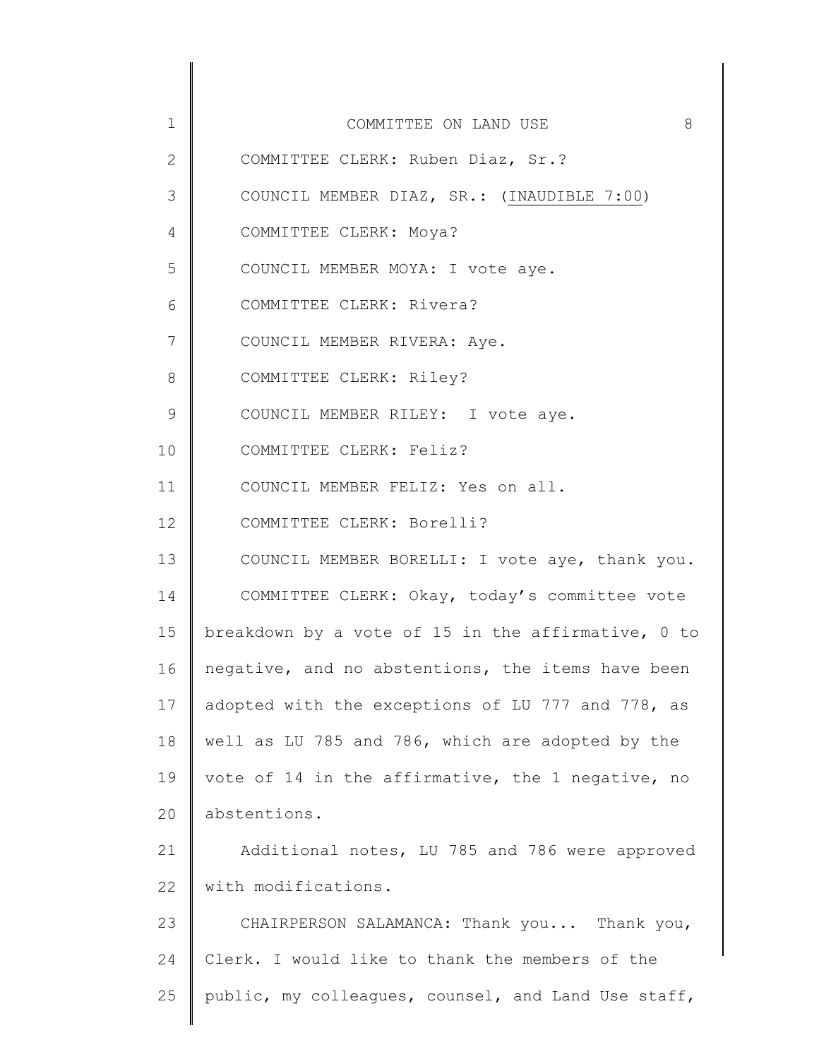COMMITTEE CLERK: Ruben Diaz, Sr.?

COUNCIL MEMBER DIAZ, SR.: (INAUDIBLE 7:00)

COMMITTEE CLERK: Moya?

COUNCIL MEMBER MOYA: I vote aye.

COMMITTEE CLERK: Rivera?

COUNCIL MEMBER RIVERA: Aye.

COMMITTEE CLERK: Riley?

COUNCIL MEMBER RILEY: I vote aye.

COMMITTEE CLERK: Feliz?

COUNCIL MEMBER FELIZ: Yes on all.

COMMITTEE CLERK: Borelli?

COUNCIL MEMBER BORELLI: I vote aye, thank you.

COMMITTEE CLERK: Okay, today's committee vote breakdown by a vote of 15 in the affirmative, 0 to negative, and no abstentions, the items have been adopted with the exceptions of LU 777 and 778, as well as LU 785 and 786, which are adopted by the vote of 14 in the affirmative, the 1 negative, no abstentions.

Additional notes, LU 785 and 786 were approved with modifications.

CHAIRPERSON SALAMANCA: Thank you... Thank you, Clerk. I would like to thank the members of the public, my colleagues, counsel, and Land Use staff,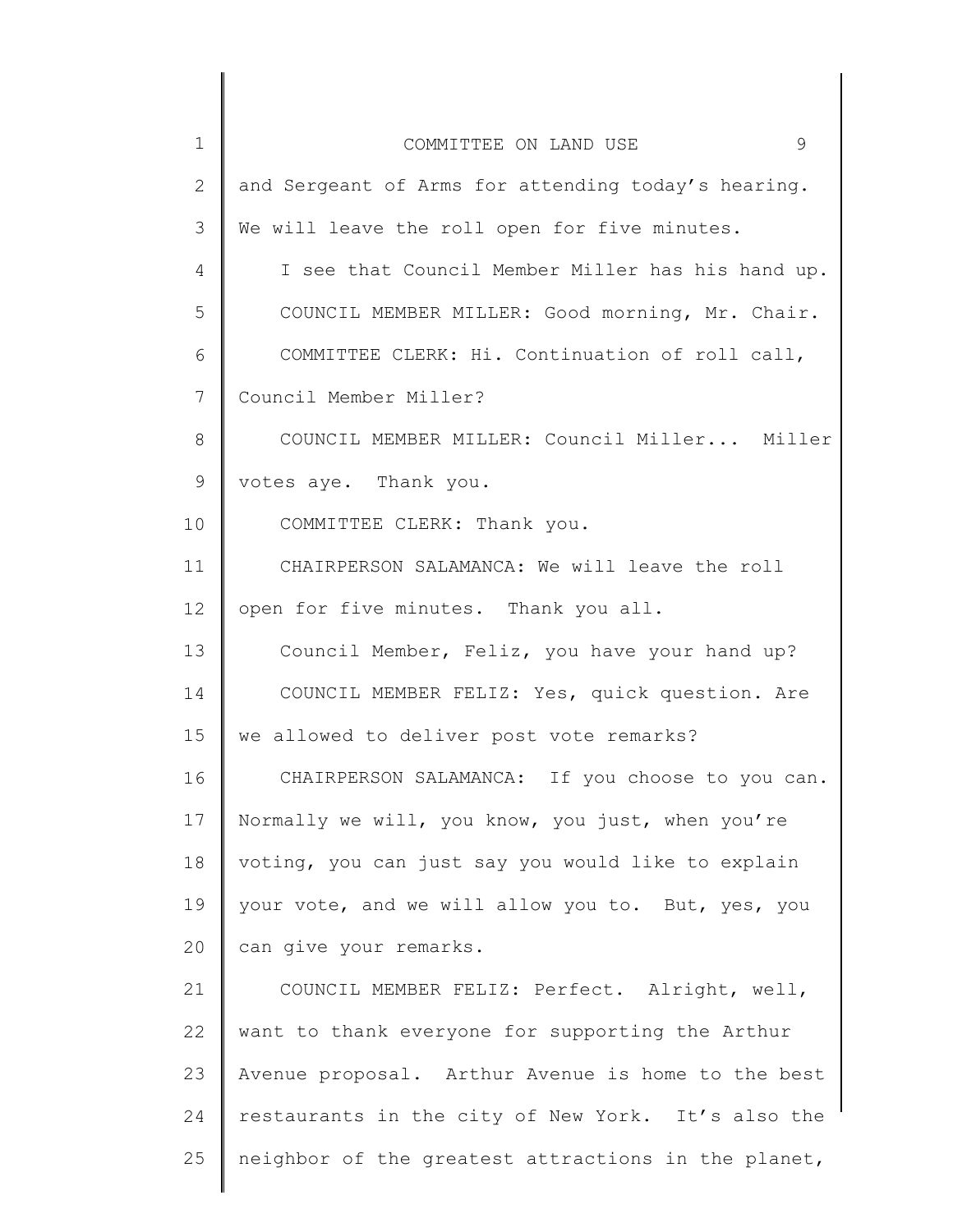and Sergeant of Arms for attending today's hearing. We will leave the roll open for five minutes.

I see that Council Member Miller has his hand up.

COUNCIL MEMBER MILLER: Good morning, Mr. Chair.

COMMITTEE CLERK: Hi. Continuation of roll call, Council Member Miller?

COUNCIL MEMBER MILLER: Council Miller... Miller votes aye. Thank you.

COMMITTEE CLERK: Thank you.

CHAIRPERSON SALAMANCA: We will leave the roll open for five minutes. Thank you all.

Council Member, Feliz, you have your hand up?

COUNCIL MEMBER FELIZ: Yes, quick question. Are we allowed to deliver post vote remarks?

CHAIRPERSON SALAMANCA: If you choose to you can. Normally we will, you know, you just, when you're voting, you can just say you would like to explain your vote, and we will allow you to. But, yes, you can give your remarks.

COUNCIL MEMBER FELIZ: Perfect. Alright, well, want to thank everyone for supporting the Arthur Avenue proposal. Arthur Avenue is home to the best restaurants in the city of New York. It's also the neighbor of the greatest attractions in the planet,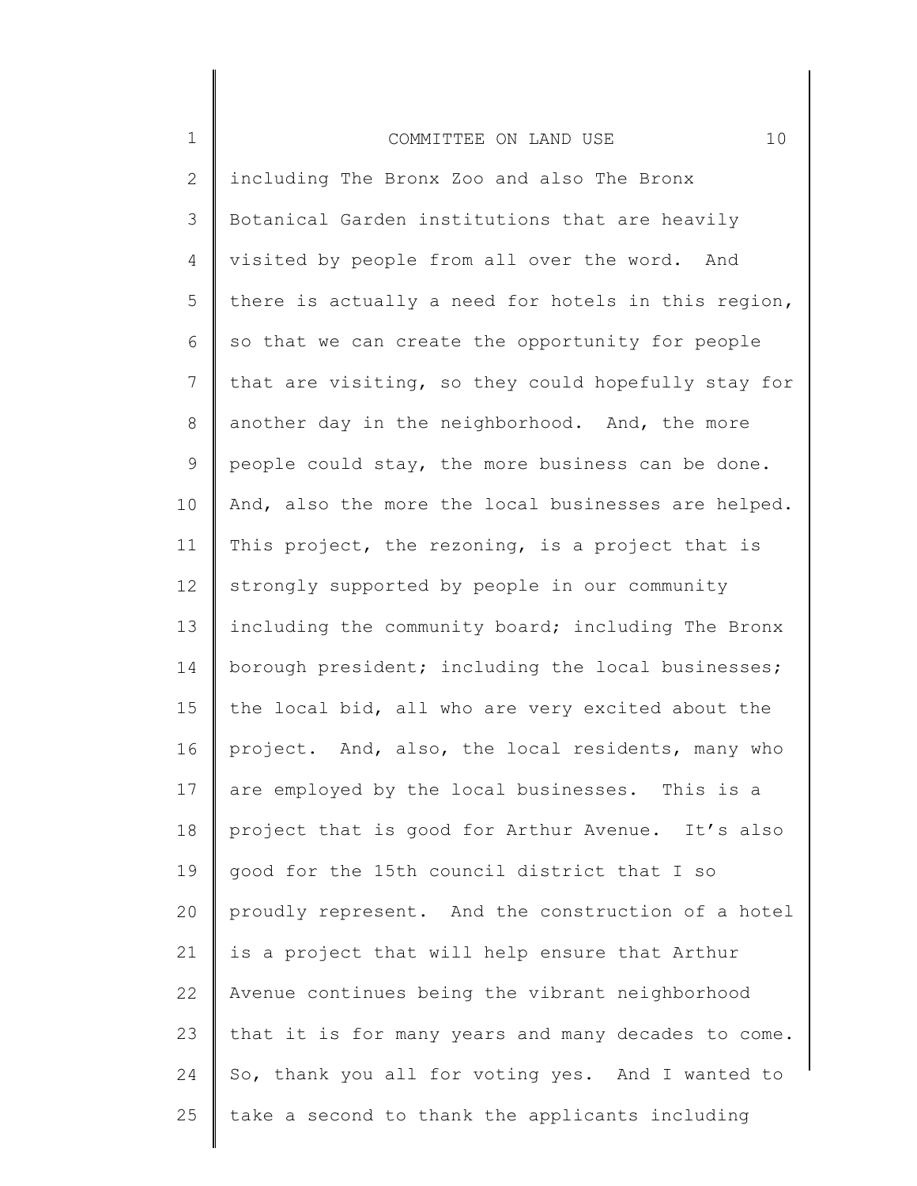including The Bronx Zoo and also The Bronx Botanical Garden institutions that are heavily visited by people from all over the word. And there is actually a need for hotels in this region, so that we can create the opportunity for people that are visiting, so they could hopefully stay for another day in the neighborhood. And, the more people could stay, the more business can be done. And, also the more the local businesses are helped. This project, the rezoning, is a project that is strongly supported by people in our community including the community board; including The Bronx borough president; including the local businesses; the local bid, all who are very excited about the project. And, also, the local residents, many who are employed by the local businesses. This is a project that is good for Arthur Avenue. It's also good for the 15th council district that I so proudly represent. And the construction of a hotel is a project that will help ensure that Arthur Avenue continues being the vibrant neighborhood that it is for many years and many decades to come. So, thank you all for voting yes. And I wanted to take a second to thank the applicants including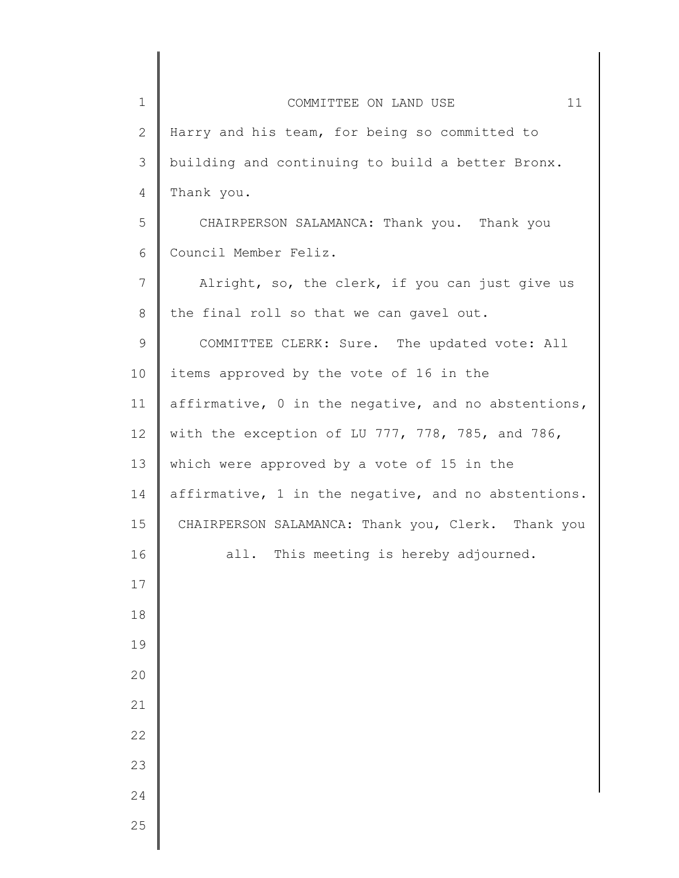Harry and his team, for being so committed to building and continuing to build a better Bronx. Thank you.

CHAIRPERSON SALAMANCA: Thank you. Thank you Council Member Feliz.

Alright, so, the clerk, if you can just give us the final roll so that we can gavel out.

COMMITTEE CLERK: Sure. The updated vote: All items approved by the vote of 16 in the affirmative, 0 in the negative, and no abstentions, with the exception of LU 777, 778, 785, and 786, which were approved by a vote of 15 in the affirmative, 1 in the negative, and no abstentions.

CHAIRPERSON SALAMANCA: Thank you, Clerk. Thank you all. This meeting is hereby adjourned.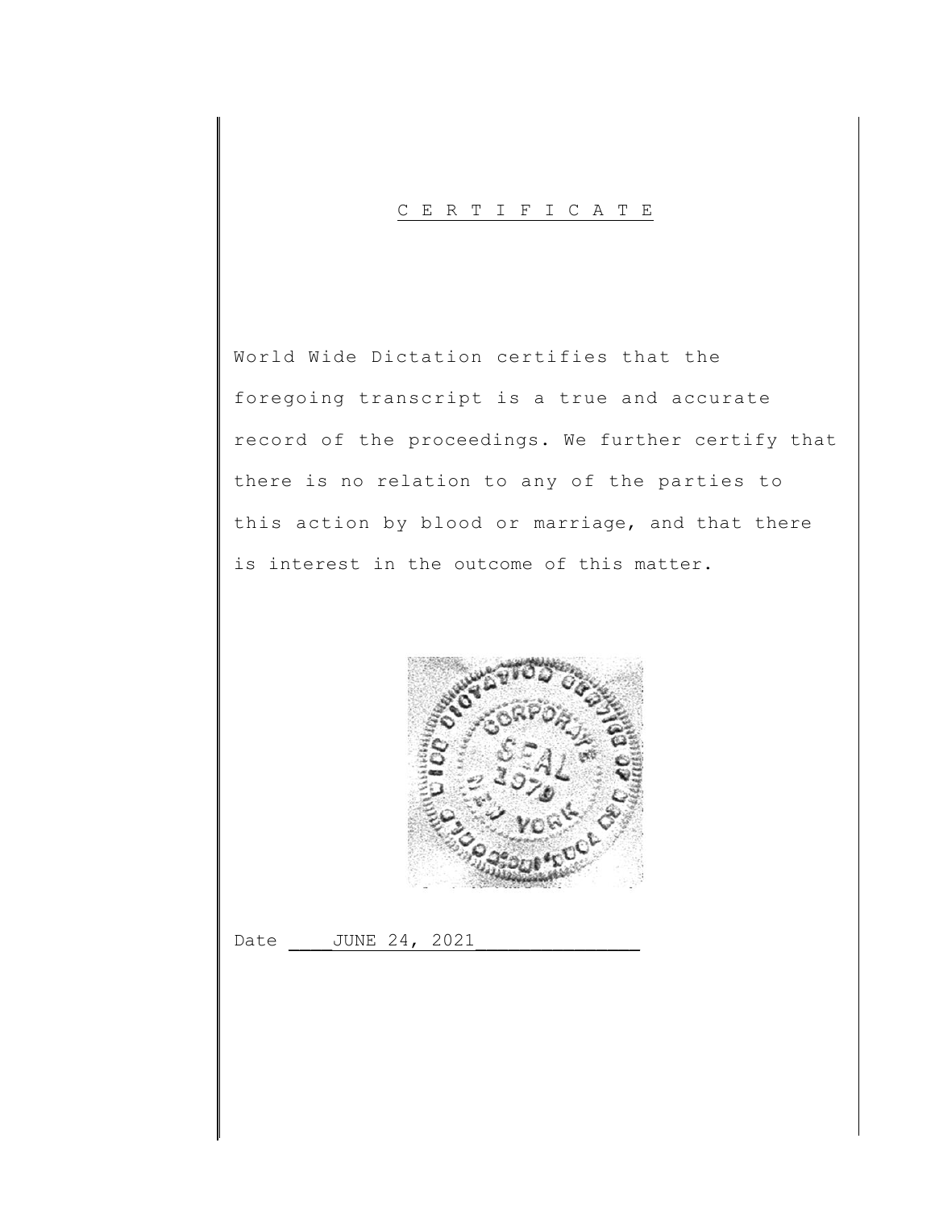# C E R T I F I C A T E

World Wide Dictation certifies that the foregoing transcript is a true and accurate record of the proceedings. We further certify that there is no relation to any of the parties to this action by blood or marriage, and that there is interest in the outcome of this matter.

Date JUNE 24, 2021